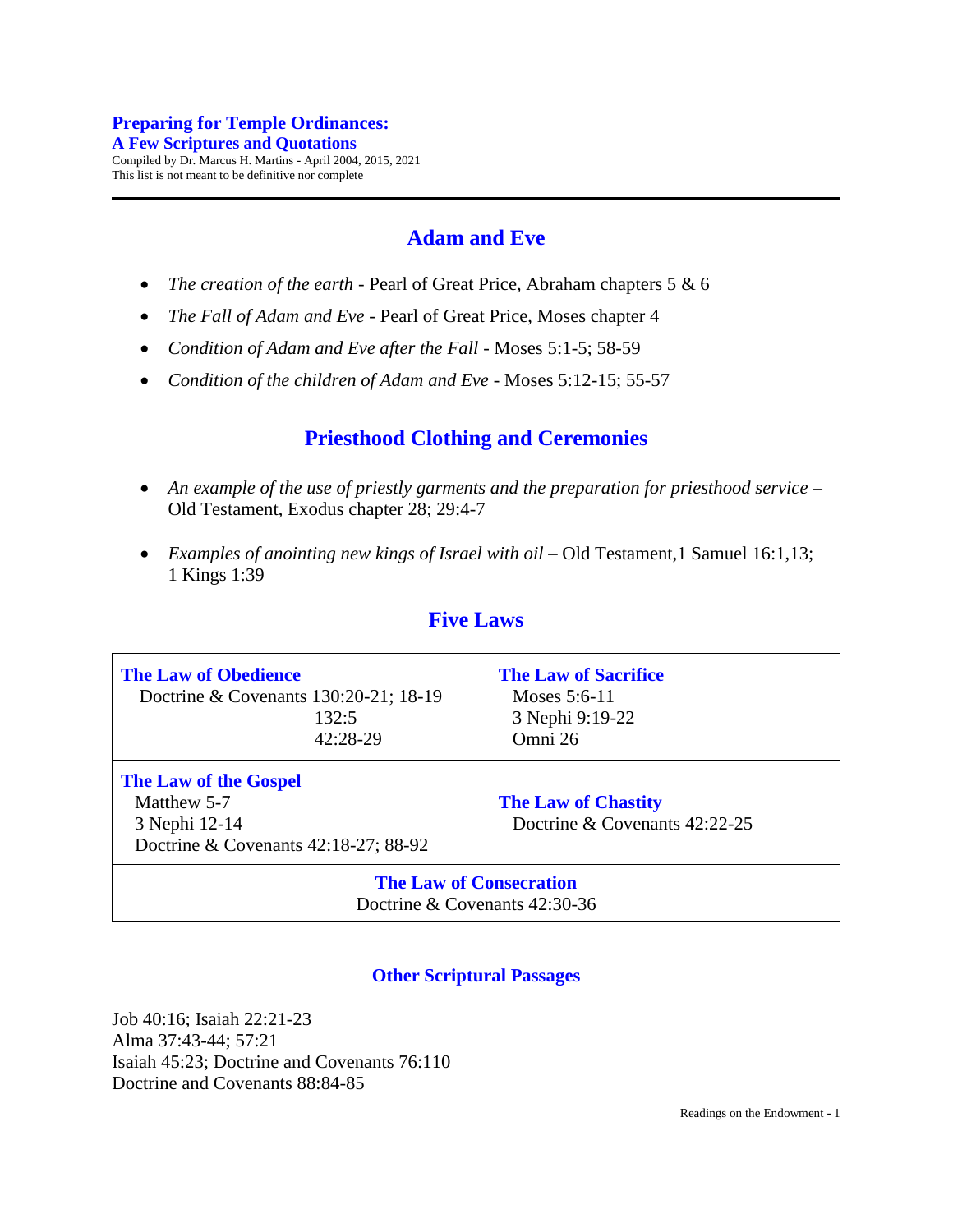**Preparing for Temple Ordinances:**
**A Few Scriptures and Quotations**
Compiled by Dr. Marcus H. Martins - April 2004, 2015, 2021
This list is not meant to be definitive nor complete

---

## Adam and Eve

- *The creation of the earth* - Pearl of Great Price, Abraham chapters 5 & 6
- *The Fall of Adam and Eve* - Pearl of Great Price, Moses chapter 4
- *Condition of Adam and Eve after the Fall* - Moses 5:1-5; 58-59
- *Condition of the children of Adam and Eve* - Moses 5:12-15; 55-57

## Priesthood Clothing and Ceremonies

- *An example of the use of priestly garments and the preparation for priesthood service* – Old Testament, Exodus chapter 28; 29:4-7
- *Examples of anointing new kings of Israel with oil* – Old Testament,1 Samuel 16:1,13; 1 Kings 1:39

## Five Laws

| | |
|---|---|
| **The Law of Obedience**<br>Doctrine & Covenants 130:20-21; 18-19<br>132:5<br>42:28-29 | **The Law of Sacrifice**<br>Moses 5:6-11<br>3 Nephi 9:19-22<br>Omni 26 |
| **The Law of the Gospel**<br>Matthew 5-7<br>3 Nephi 12-14<br>Doctrine & Covenants 42:18-27; 88-92 | **The Law of Chastity**<br>Doctrine & Covenants 42:22-25 |
| **The Law of Consecration**<br>Doctrine & Covenants 42:30-36 | |

### Other Scriptural Passages

Job 40:16; Isaiah 22:21-23
Alma 37:43-44; 57:21
Isaiah 45:23; Doctrine and Covenants 76:110
Doctrine and Covenants 88:84-85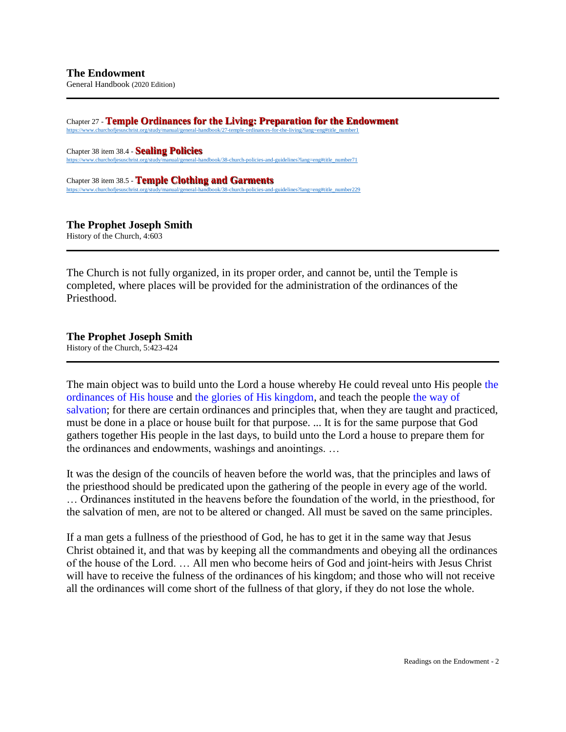**The Endowment**
General Handbook (2020 Edition)

---

Chapter 27 - **Temple Ordinances for the Living: Preparation for the Endowment**
https://www.churchofjesuschrist.org/study/manual/general-handbook/27-temple-ordinances-for-the-living?lang=eng#title_number1

Chapter 38 item 38.4 - **Sealing Policies**
https://www.churchofjesuschrist.org/study/manual/general-handbook/38-church-policies-and-guidelines?lang=eng#title_number71

Chapter 38 item 38.5 - **Temple Clothing and Garments**
https://www.churchofjesuschrist.org/study/manual/general-handbook/38-church-policies-and-guidelines?lang=eng#title_number229

**The Prophet Joseph Smith**
History of the Church, 4:603

---

The Church is not fully organized, in its proper order, and cannot be, until the Temple is completed, where places will be provided for the administration of the ordinances of the Priesthood.

**The Prophet Joseph Smith**
History of the Church, 5:423-424

---

The main object was to build unto the Lord a house whereby He could reveal unto His people the ordinances of His house and the glories of His kingdom, and teach the people the way of salvation; for there are certain ordinances and principles that, when they are taught and practiced, must be done in a place or house built for that purpose. ... It is for the same purpose that God gathers together His people in the last days, to build unto the Lord a house to prepare them for the ordinances and endowments, washings and anointings. …

It was the design of the councils of heaven before the world was, that the principles and laws of the priesthood should be predicated upon the gathering of the people in every age of the world. … Ordinances instituted in the heavens before the foundation of the world, in the priesthood, for the salvation of men, are not to be altered or changed. All must be saved on the same principles.

If a man gets a fullness of the priesthood of God, he has to get it in the same way that Jesus Christ obtained it, and that was by keeping all the commandments and obeying all the ordinances of the house of the Lord. … All men who become heirs of God and joint-heirs with Jesus Christ will have to receive the fulness of the ordinances of his kingdom; and those who will not receive all the ordinances will come short of the fullness of that glory, if they do not lose the whole.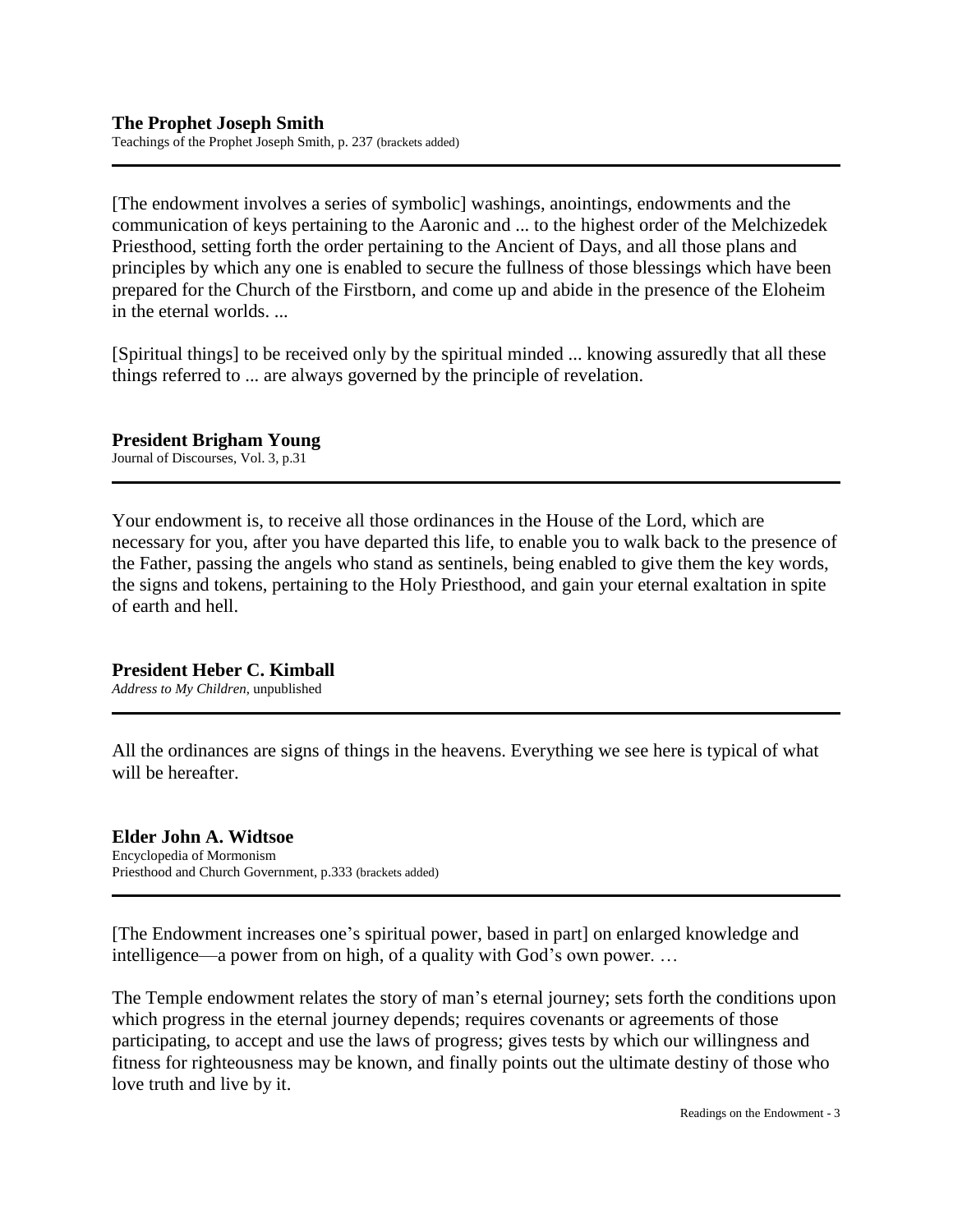**The Prophet Joseph Smith**
Teachings of the Prophet Joseph Smith, p. 237 (brackets added)

---

[The endowment involves a series of symbolic] washings, anointings, endowments and the communication of keys pertaining to the Aaronic and ... to the highest order of the Melchizedek Priesthood, setting forth the order pertaining to the Ancient of Days, and all those plans and principles by which any one is enabled to secure the fullness of those blessings which have been prepared for the Church of the Firstborn, and come up and abide in the presence of the Eloheim in the eternal worlds. ...

[Spiritual things] to be received only by the spiritual minded ... knowing assuredly that all these things referred to ... are always governed by the principle of revelation.

**President Brigham Young**
Journal of Discourses, Vol. 3, p.31

---

Your endowment is, to receive all those ordinances in the House of the Lord, which are necessary for you, after you have departed this life, to enable you to walk back to the presence of the Father, passing the angels who stand as sentinels, being enabled to give them the key words, the signs and tokens, pertaining to the Holy Priesthood, and gain your eternal exaltation in spite of earth and hell.

**President Heber C. Kimball**
*Address to My Children*, unpublished

---

All the ordinances are signs of things in the heavens. Everything we see here is typical of what will be hereafter.

**Elder John A. Widtsoe**
Encyclopedia of Mormonism
Priesthood and Church Government, p.333 (brackets added)

---

[The Endowment increases one's spiritual power, based in part] on enlarged knowledge and intelligence—a power from on high, of a quality with God's own power. …

The Temple endowment relates the story of man's eternal journey; sets forth the conditions upon which progress in the eternal journey depends; requires covenants or agreements of those participating, to accept and use the laws of progress; gives tests by which our willingness and fitness for righteousness may be known, and finally points out the ultimate destiny of those who love truth and live by it.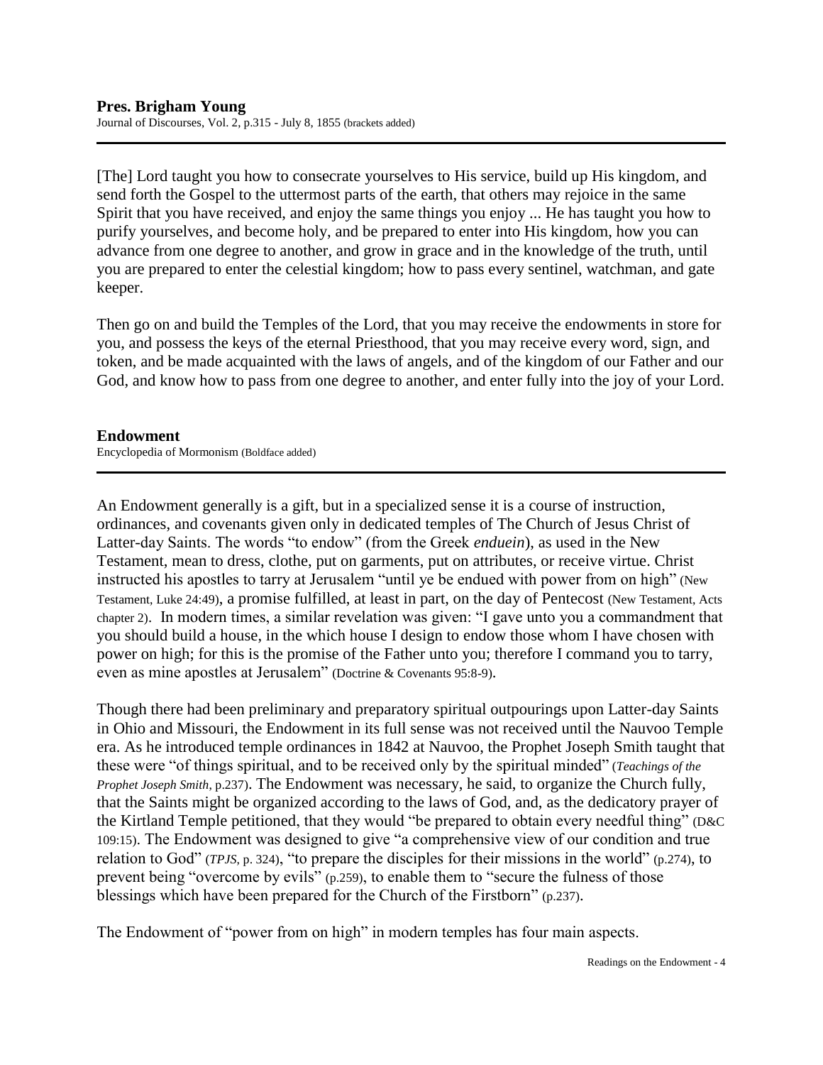**Pres. Brigham Young**
Journal of Discourses, Vol. 2, p.315 - July 8, 1855 (brackets added)

---

[The] Lord taught you how to consecrate yourselves to His service, build up His kingdom, and send forth the Gospel to the uttermost parts of the earth, that others may rejoice in the same Spirit that you have received, and enjoy the same things you enjoy ... He has taught you how to purify yourselves, and become holy, and be prepared to enter into His kingdom, how you can advance from one degree to another, and grow in grace and in the knowledge of the truth, until you are prepared to enter the celestial kingdom; how to pass every sentinel, watchman, and gate keeper.

Then go on and build the Temples of the Lord, that you may receive the endowments in store for you, and possess the keys of the eternal Priesthood, that you may receive every word, sign, and token, and be made acquainted with the laws of angels, and of the kingdom of our Father and our God, and know how to pass from one degree to another, and enter fully into the joy of your Lord.

**Endowment**
Encyclopedia of Mormonism (Boldface added)

---

An Endowment generally is a gift, but in a specialized sense it is a course of instruction, ordinances, and covenants given only in dedicated temples of The Church of Jesus Christ of Latter-day Saints. The words "to endow" (from the Greek *enduein*), as used in the New Testament, mean to dress, clothe, put on garments, put on attributes, or receive virtue. Christ instructed his apostles to tarry at Jerusalem "until ye be endued with power from on high" (New Testament, Luke 24:49), a promise fulfilled, at least in part, on the day of Pentecost (New Testament, Acts chapter 2). In modern times, a similar revelation was given: "I gave unto you a commandment that you should build a house, in the which house I design to endow those whom I have chosen with power on high; for this is the promise of the Father unto you; therefore I command you to tarry, even as mine apostles at Jerusalem" (Doctrine & Covenants 95:8-9).

Though there had been preliminary and preparatory spiritual outpourings upon Latter-day Saints in Ohio and Missouri, the Endowment in its full sense was not received until the Nauvoo Temple era. As he introduced temple ordinances in 1842 at Nauvoo, the Prophet Joseph Smith taught that these were "of things spiritual, and to be received only by the spiritual minded" (*Teachings of the Prophet Joseph Smith*, p.237). The Endowment was necessary, he said, to organize the Church fully, that the Saints might be organized according to the laws of God, and, as the dedicatory prayer of the Kirtland Temple petitioned, that they would "be prepared to obtain every needful thing" (D&C 109:15). The Endowment was designed to give "a comprehensive view of our condition and true relation to God" (*TPJS*, p. 324), "to prepare the disciples for their missions in the world" (p.274), to prevent being "overcome by evils" (p.259), to enable them to "secure the fulness of those blessings which have been prepared for the Church of the Firstborn" (p.237).

The Endowment of "power from on high" in modern temples has four main aspects.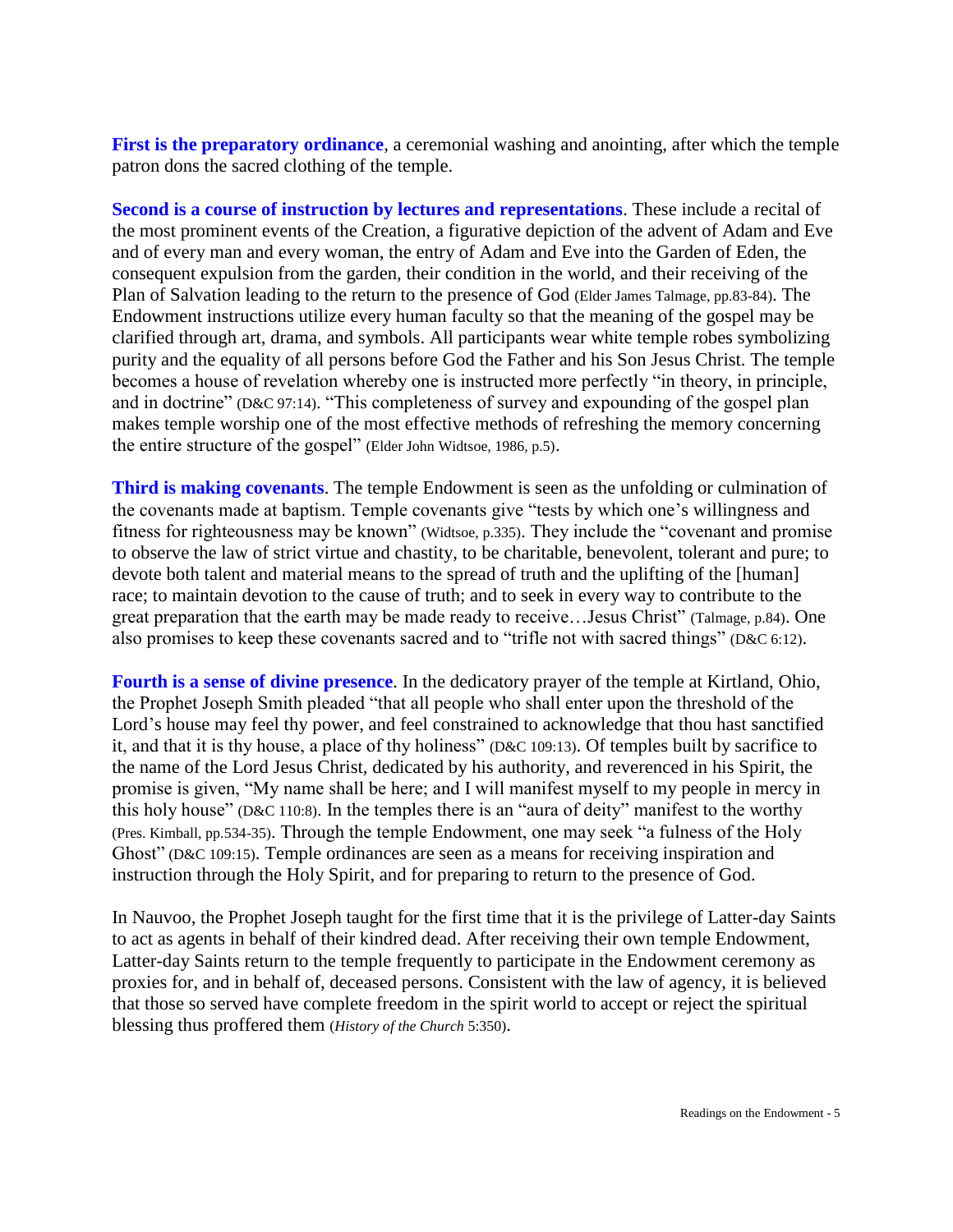**First is the preparatory ordinance**, a ceremonial washing and anointing, after which the temple patron dons the sacred clothing of the temple.

**Second is a course of instruction by lectures and representations**. These include a recital of the most prominent events of the Creation, a figurative depiction of the advent of Adam and Eve and of every man and every woman, the entry of Adam and Eve into the Garden of Eden, the consequent expulsion from the garden, their condition in the world, and their receiving of the Plan of Salvation leading to the return to the presence of God (Elder James Talmage, pp.83-84). The Endowment instructions utilize every human faculty so that the meaning of the gospel may be clarified through art, drama, and symbols. All participants wear white temple robes symbolizing purity and the equality of all persons before God the Father and his Son Jesus Christ. The temple becomes a house of revelation whereby one is instructed more perfectly "in theory, in principle, and in doctrine" (D&C 97:14). "This completeness of survey and expounding of the gospel plan makes temple worship one of the most effective methods of refreshing the memory concerning the entire structure of the gospel" (Elder John Widtsoe, 1986, p.5).

**Third is making covenants**. The temple Endowment is seen as the unfolding or culmination of the covenants made at baptism. Temple covenants give "tests by which one's willingness and fitness for righteousness may be known" (Widtsoe, p.335). They include the "covenant and promise to observe the law of strict virtue and chastity, to be charitable, benevolent, tolerant and pure; to devote both talent and material means to the spread of truth and the uplifting of the [human] race; to maintain devotion to the cause of truth; and to seek in every way to contribute to the great preparation that the earth may be made ready to receive…Jesus Christ" (Talmage, p.84). One also promises to keep these covenants sacred and to "trifle not with sacred things" (D&C 6:12).

**Fourth is a sense of divine presence**. In the dedicatory prayer of the temple at Kirtland, Ohio, the Prophet Joseph Smith pleaded "that all people who shall enter upon the threshold of the Lord's house may feel thy power, and feel constrained to acknowledge that thou hast sanctified it, and that it is thy house, a place of thy holiness" (D&C 109:13). Of temples built by sacrifice to the name of the Lord Jesus Christ, dedicated by his authority, and reverenced in his Spirit, the promise is given, "My name shall be here; and I will manifest myself to my people in mercy in this holy house" (D&C 110:8). In the temples there is an "aura of deity" manifest to the worthy (Pres. Kimball, pp.534-35). Through the temple Endowment, one may seek "a fulness of the Holy Ghost" (D&C 109:15). Temple ordinances are seen as a means for receiving inspiration and instruction through the Holy Spirit, and for preparing to return to the presence of God.

In Nauvoo, the Prophet Joseph taught for the first time that it is the privilege of Latter-day Saints to act as agents in behalf of their kindred dead. After receiving their own temple Endowment, Latter-day Saints return to the temple frequently to participate in the Endowment ceremony as proxies for, and in behalf of, deceased persons. Consistent with the law of agency, it is believed that those so served have complete freedom in the spirit world to accept or reject the spiritual blessing thus proffered them (*History of the Church* 5:350).